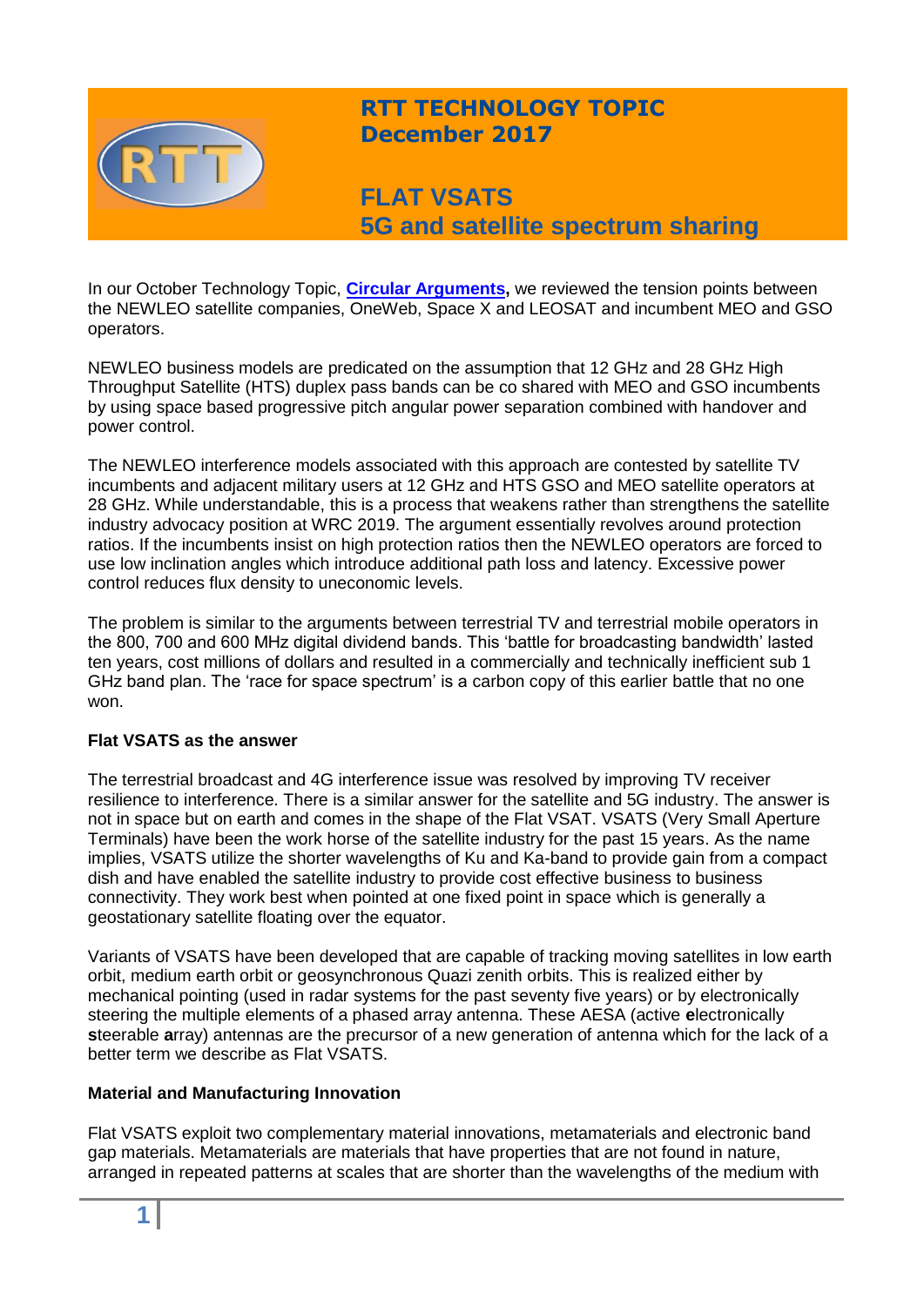# RTT TECHNOLOGY TOPIC
## December 2017

# FLAT VSATS
## 5G and satellite spectrum sharing

In our October Technology Topic, **Circular Arguments,** we reviewed the tension points between the NEWLEO satellite companies, OneWeb, Space X and LEOSAT and incumbent MEO and GSO operators.

NEWLEO business models are predicated on the assumption that 12 GHz and 28 GHz High Throughput Satellite (HTS) duplex pass bands can be co shared with MEO and GSO incumbents by using space based progressive pitch angular power separation combined with handover and power control.

The NEWLEO interference models associated with this approach are contested by satellite TV incumbents and adjacent military users at 12 GHz and HTS GSO and MEO satellite operators at 28 GHz. While understandable, this is a process that weakens rather than strengthens the satellite industry advocacy position at WRC 2019. The argument essentially revolves around protection ratios. If the incumbents insist on high protection ratios then the NEWLEO operators are forced to use low inclination angles which introduce additional path loss and latency. Excessive power control reduces flux density to uneconomic levels.

The problem is similar to the arguments between terrestrial TV and terrestrial mobile operators in the 800, 700 and 600 MHz digital dividend bands. This 'battle for broadcasting bandwidth' lasted ten years, cost millions of dollars and resulted in a commercially and technically inefficient sub 1 GHz band plan. The 'race for space spectrum' is a carbon copy of this earlier battle that no one won.

**Flat VSATS as the answer**

The terrestrial broadcast and 4G interference issue was resolved by improving TV receiver resilience to interference. There is a similar answer for the satellite and 5G industry. The answer is not in space but on earth and comes in the shape of the Flat VSAT. VSATS (Very Small Aperture Terminals) have been the work horse of the satellite industry for the past 15 years. As the name implies, VSATS utilize the shorter wavelengths of Ku and Ka-band to provide gain from a compact dish and have enabled the satellite industry to provide cost effective business to business connectivity. They work best when pointed at one fixed point in space which is generally a geostationary satellite floating over the equator.

Variants of VSATS have been developed that are capable of tracking moving satellites in low earth orbit, medium earth orbit or geosynchronous Quazi zenith orbits. This is realized either by mechanical pointing (used in radar systems for the past seventy five years) or by electronically steering the multiple elements of a phased array antenna. These AESA (active **e**lectronically **s**teerable **a**rray) antennas are the precursor of a new generation of antenna which for the lack of a better term we describe as Flat VSATS.

**Material and Manufacturing Innovation**

Flat VSATS exploit two complementary material innovations, metamaterials and electronic band gap materials. Metamaterials are materials that have properties that are not found in nature, arranged in repeated patterns at scales that are shorter than the wavelengths of the medium with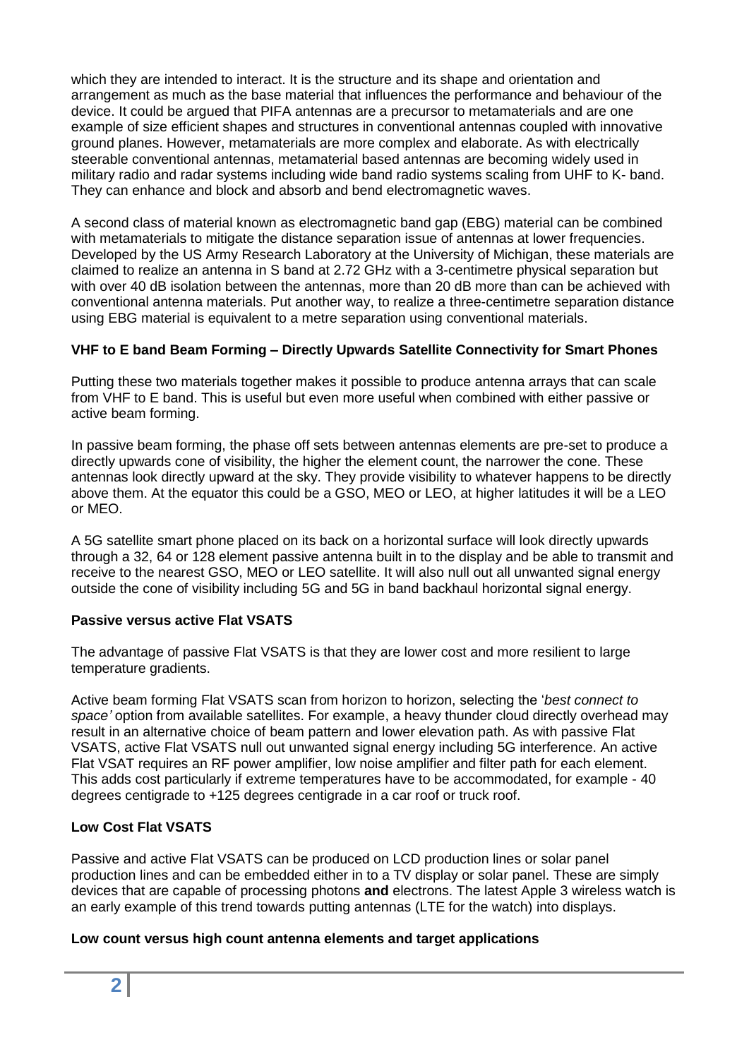which they are intended to interact. It is the structure and its shape and orientation and arrangement as much as the base material that influences the performance and behaviour of the device. It could be argued that PIFA antennas are a precursor to metamaterials and are one example of size efficient shapes and structures in conventional antennas coupled with innovative ground planes. However, metamaterials are more complex and elaborate. As with electrically steerable conventional antennas, metamaterial based antennas are becoming widely used in military radio and radar systems including wide band radio systems scaling from UHF to K- band. They can enhance and block and absorb and bend electromagnetic waves.

A second class of material known as electromagnetic band gap (EBG) material can be combined with metamaterials to mitigate the distance separation issue of antennas at lower frequencies. Developed by the US Army Research Laboratory at the University of Michigan, these materials are claimed to realize an antenna in S band at 2.72 GHz with a 3-centimetre physical separation but with over 40 dB isolation between the antennas, more than 20 dB more than can be achieved with conventional antenna materials. Put another way, to realize a three-centimetre separation distance using EBG material is equivalent to a metre separation using conventional materials.

**VHF to E band Beam Forming – Directly Upwards Satellite Connectivity for Smart Phones**

Putting these two materials together makes it possible to produce antenna arrays that can scale from VHF to E band. This is useful but even more useful when combined with either passive or active beam forming.

In passive beam forming, the phase off sets between antennas elements are pre-set to produce a directly upwards cone of visibility, the higher the element count, the narrower the cone. These antennas look directly upward at the sky. They provide visibility to whatever happens to be directly above them. At the equator this could be a GSO, MEO or LEO, at higher latitudes it will be a LEO or MEO.

A 5G satellite smart phone placed on its back on a horizontal surface will look directly upwards through a 32, 64 or 128 element passive antenna built in to the display and be able to transmit and receive to the nearest GSO, MEO or LEO satellite. It will also null out all unwanted signal energy outside the cone of visibility including 5G and 5G in band backhaul horizontal signal energy.

**Passive versus active Flat VSATS**

The advantage of passive Flat VSATS is that they are lower cost and more resilient to large temperature gradients.

Active beam forming Flat VSATS scan from horizon to horizon, selecting the '*best connect to space'* option from available satellites. For example, a heavy thunder cloud directly overhead may result in an alternative choice of beam pattern and lower elevation path. As with passive Flat VSATS, active Flat VSATS null out unwanted signal energy including 5G interference. An active Flat VSAT requires an RF power amplifier, low noise amplifier and filter path for each element. This adds cost particularly if extreme temperatures have to be accommodated, for example - 40 degrees centigrade to +125 degrees centigrade in a car roof or truck roof.

**Low Cost Flat VSATS**

Passive and active Flat VSATS can be produced on LCD production lines or solar panel production lines and can be embedded either in to a TV display or solar panel. These are simply devices that are capable of processing photons **and** electrons. The latest Apple 3 wireless watch is an early example of this trend towards putting antennas (LTE for the watch) into displays.

**Low count versus high count antenna elements and target applications**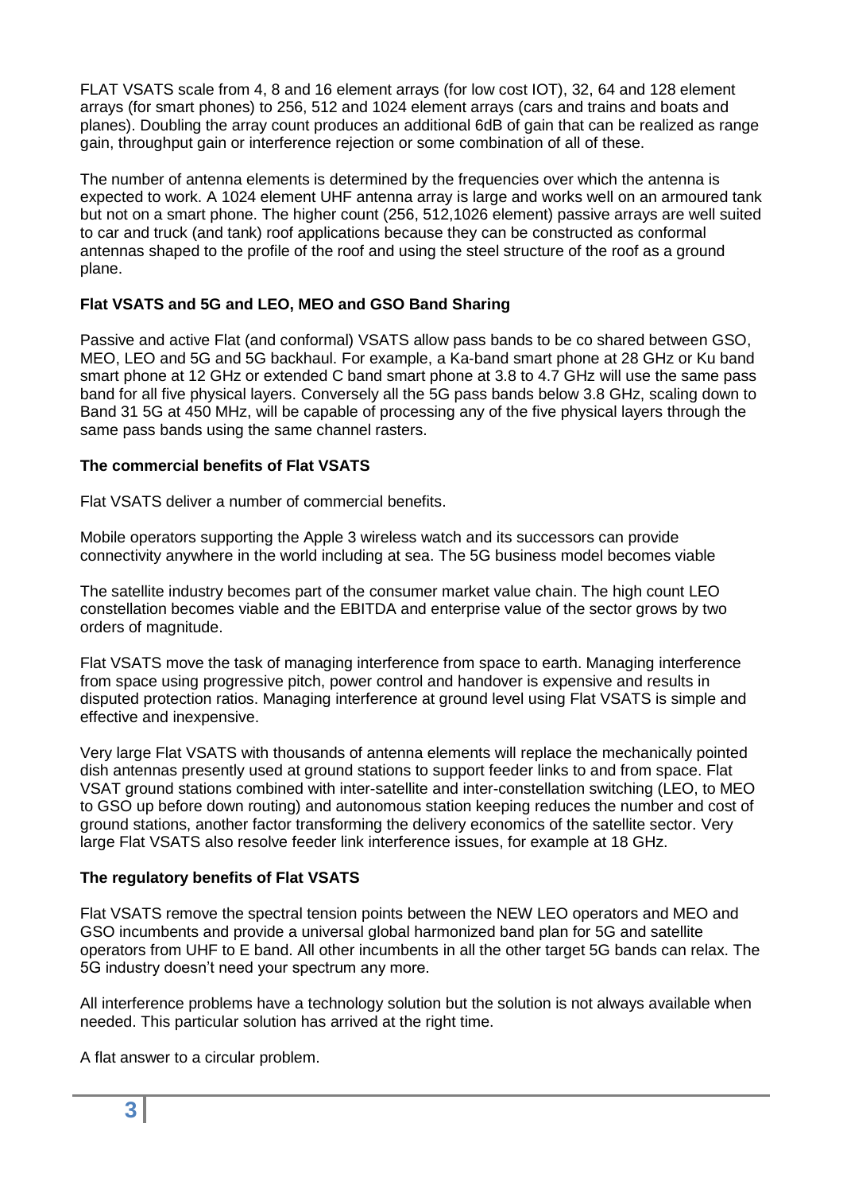FLAT VSATS scale from 4, 8 and 16 element arrays (for low cost IOT), 32, 64 and 128 element arrays (for smart phones) to 256, 512 and 1024 element arrays (cars and trains and boats and planes). Doubling the array count produces an additional 6dB of gain that can be realized as range gain, throughput gain or interference rejection or some combination of all of these.

The number of antenna elements is determined by the frequencies over which the antenna is expected to work. A 1024 element UHF antenna array is large and works well on an armoured tank but not on a smart phone. The higher count (256, 512,1026 element) passive arrays are well suited to car and truck (and tank) roof applications because they can be constructed as conformal antennas shaped to the profile of the roof and using the steel structure of the roof as a ground plane.

**Flat VSATS and 5G and LEO, MEO and GSO Band Sharing**

Passive and active Flat (and conformal) VSATS allow pass bands to be co shared between GSO, MEO, LEO and 5G and 5G backhaul. For example, a Ka-band smart phone at 28 GHz or Ku band smart phone at 12 GHz or extended C band smart phone at 3.8 to 4.7 GHz will use the same pass band for all five physical layers. Conversely all the 5G pass bands below 3.8 GHz, scaling down to Band 31 5G at 450 MHz, will be capable of processing any of the five physical layers through the same pass bands using the same channel rasters.

**The commercial benefits of Flat VSATS**

Flat VSATS deliver a number of commercial benefits.

Mobile operators supporting the Apple 3 wireless watch and its successors can provide connectivity anywhere in the world including at sea. The 5G business model becomes viable

The satellite industry becomes part of the consumer market value chain. The high count LEO constellation becomes viable and the EBITDA and enterprise value of the sector grows by two orders of magnitude.

Flat VSATS move the task of managing interference from space to earth. Managing interference from space using progressive pitch, power control and handover is expensive and results in disputed protection ratios. Managing interference at ground level using Flat VSATS is simple and effective and inexpensive.

Very large Flat VSATS with thousands of antenna elements will replace the mechanically pointed dish antennas presently used at ground stations to support feeder links to and from space. Flat VSAT ground stations combined with inter-satellite and inter-constellation switching (LEO, to MEO to GSO up before down routing) and autonomous station keeping reduces the number and cost of ground stations, another factor transforming the delivery economics of the satellite sector. Very large Flat VSATS also resolve feeder link interference issues, for example at 18 GHz.

**The regulatory benefits of Flat VSATS**

Flat VSATS remove the spectral tension points between the NEW LEO operators and MEO and GSO incumbents and provide a universal global harmonized band plan for 5G and satellite operators from UHF to E band. All other incumbents in all the other target 5G bands can relax. The 5G industry doesn't need your spectrum any more.

All interference problems have a technology solution but the solution is not always available when needed. This particular solution has arrived at the right time.

A flat answer to a circular problem.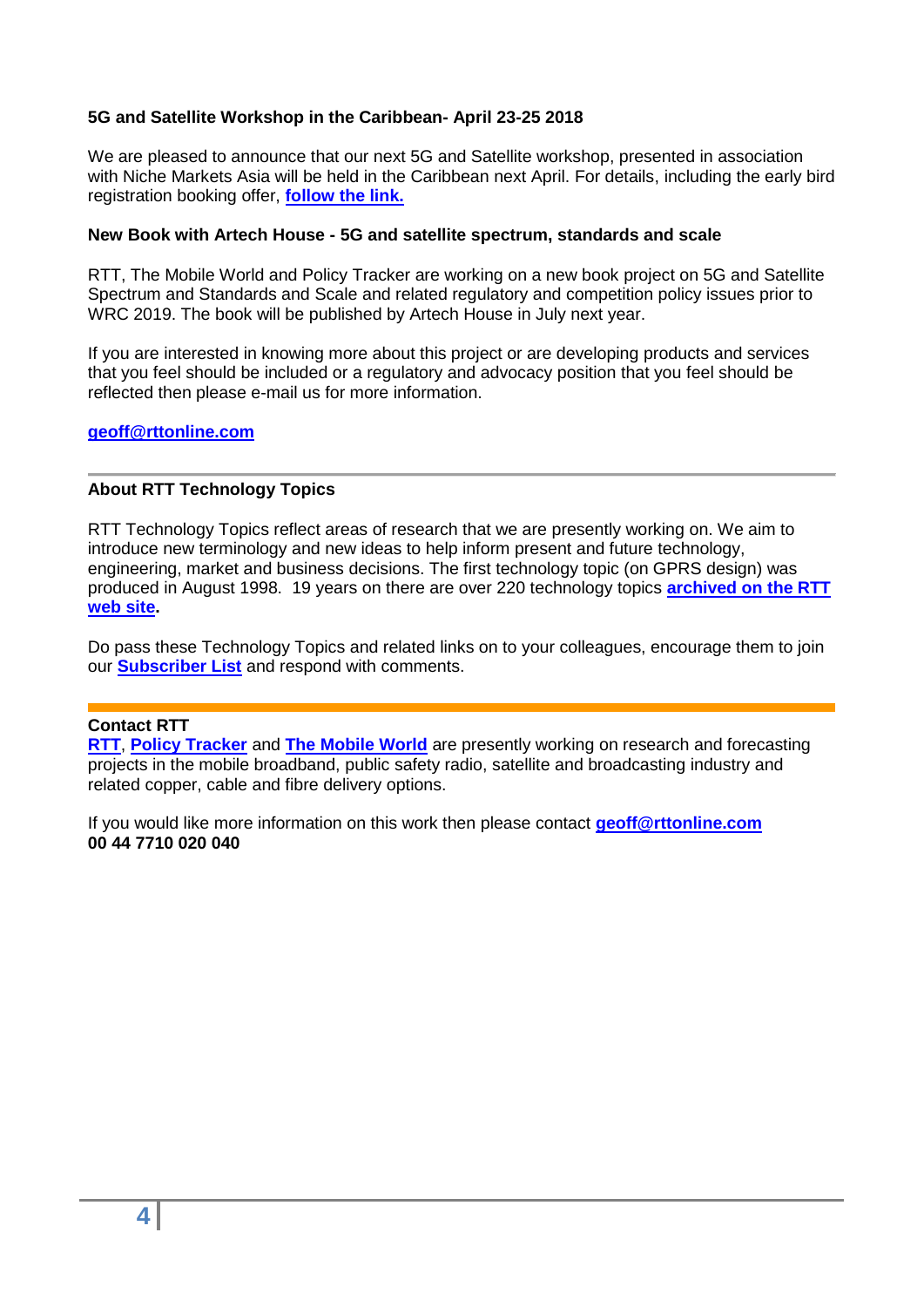### 5G and Satellite Workshop in the Caribbean- April 23-25 2018

We are pleased to announce that our next 5G and Satellite workshop, presented in association with Niche Markets Asia will be held in the Caribbean next April. For details, including the early bird registration booking offer, **follow the link.**

### New Book with Artech House - 5G and satellite spectrum, standards and scale

RTT, The Mobile World and Policy Tracker are working on a new book project on 5G and Satellite Spectrum and Standards and Scale and related regulatory and competition policy issues prior to WRC 2019. The book will be published by Artech House in July next year.

If you are interested in knowing more about this project or are developing products and services that you feel should be included or a regulatory and advocacy position that you feel should be reflected then please e-mail us for more information.

**geoff@rttonline.com**

---

### About RTT Technology Topics

RTT Technology Topics reflect areas of research that we are presently working on. We aim to introduce new terminology and new ideas to help inform present and future technology, engineering, market and business decisions. The first technology topic (on GPRS design) was produced in August 1998. 19 years on there are over 220 technology topics **archived on the RTT web site.**

Do pass these Technology Topics and related links on to your colleagues, encourage them to join our **Subscriber List** and respond with comments.

---

### Contact RTT

**RTT**, **Policy Tracker** and **The Mobile World** are presently working on research and forecasting projects in the mobile broadband, public safety radio, satellite and broadcasting industry and related copper, cable and fibre delivery options.

If you would like more information on this work then please contact **geoff@rttonline.com**
**00 44 7710 020 040**